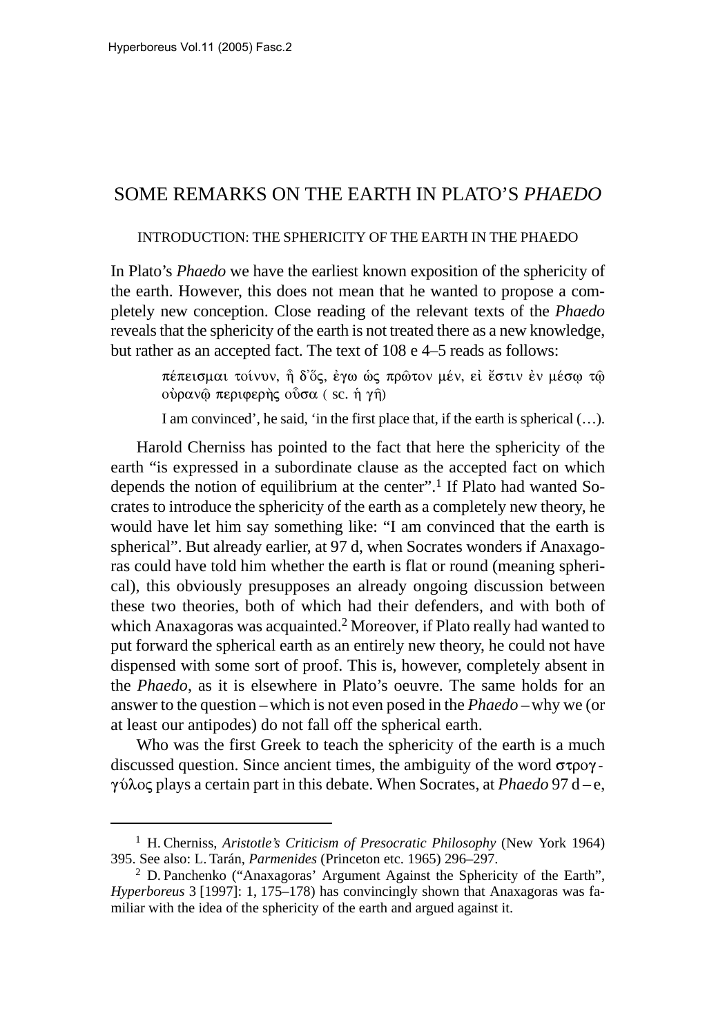# SOME REMARKS ON THE EARTH IN PLATO'S *PHAEDO*

## INTRODUCTION: THE SPHERICITY OF THE EARTH IN THE PHAEDO

In Plato's *Phaedo* we have the earliest known exposition of the sphericity of the earth. However, this does not mean that he wanted to propose a completely new conception. Close reading of the relevant texts of the *Phaedo* reveals that the sphericity of the earth is not treated there as a new knowledge, but rather as an accepted fact. The text of 108 e 4–5 reads as follows:

> πέπεισμαι τοίνυν, ἦ δ᾽ὅς, ἐγω ὡς πρῶτον μέν, εἰ ἔστιν ἐν μέσῳ τῷ οὐρανῷ περιφερὴς οὖσα ( sc. ἡ γῆ)
>
> I am convinced', he said, 'in the first place that, if the earth is spherical (…).

Harold Cherniss has pointed to the fact that here the sphericity of the earth "is expressed in a subordinate clause as the accepted fact on which depends the notion of equilibrium at the center".[1] If Plato had wanted Socrates to introduce the sphericity of the earth as a completely new theory, he would have let him say something like: "I am convinced that the earth is spherical". But already earlier, at 97 d, when Socrates wonders if Anaxagoras could have told him whether the earth is flat or round (meaning spherical), this obviously presupposes an already ongoing discussion between these two theories, both of which had their defenders, and with both of which Anaxagoras was acquainted.[2] Moreover, if Plato really had wanted to put forward the spherical earth as an entirely new theory, he could not have dispensed with some sort of proof. This is, however, completely absent in the *Phaedo*, as it is elsewhere in Plato's oeuvre. The same holds for an answer to the question – which is not even posed in the *Phaedo* – why we (or at least our antipodes) do not fall off the spherical earth.

Who was the first Greek to teach the sphericity of the earth is a much discussed question. Since ancient times, the ambiguity of the word στρογγύλος plays a certain part in this debate. When Socrates, at *Phaedo* 97 d – e,

---

[1] H. Cherniss, *Aristotle's Criticism of Presocratic Philosophy* (New York 1964) 395. See also: L. Tarán, *Parmenides* (Princeton etc. 1965) 296–297.

[2] D. Panchenko ("Anaxagoras' Argument Against the Sphericity of the Earth", *Hyperboreus* 3 [1997]: 1, 175–178) has convincingly shown that Anaxagoras was familiar with the idea of the sphericity of the earth and argued against it.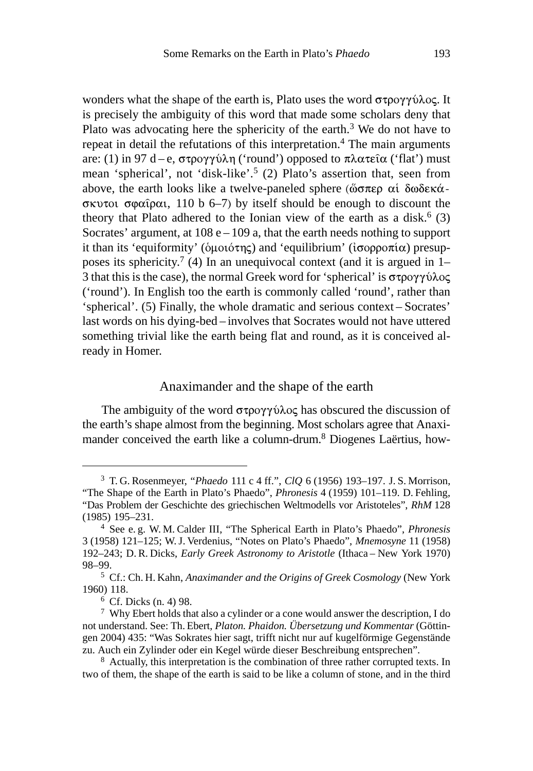wonders what the shape of the earth is, Plato uses the word στρογγύλος. It is precisely the ambiguity of this word that made some scholars deny that Plato was advocating here the sphericity of the earth.[3] We do not have to repeat in detail the refutations of this interpretation.[4] The main arguments are: (1) in 97 d – e, στρογγύλη ('round') opposed to πλατεῖα ('flat') must mean 'spherical', not 'disk-like'.[5] (2) Plato's assertion that, seen from above, the earth looks like a twelve-paneled sphere (ὥσπερ αἱ δωδεκάσκυτοι σφαῖραι, 110 b 6–7) by itself should be enough to discount the theory that Plato adhered to the Ionian view of the earth as a disk.[6] (3) Socrates' argument, at 108 e – 109 a, that the earth needs nothing to support it than its 'equiformity' (ὁμοιότης) and 'equilibrium' (ἰσορροπία) presupposes its sphericity.[7] (4) In an unequivocal context (and it is argued in 1–3 that this is the case), the normal Greek word for 'spherical' is στρογγύλος ('round'). In English too the earth is commonly called 'round', rather than 'spherical'. (5) Finally, the whole dramatic and serious context – Socrates' last words on his dying-bed – involves that Socrates would not have uttered something trivial like the earth being flat and round, as it is conceived already in Homer.

## Anaximander and the shape of the earth

The ambiguity of the word στρογγύλος has obscured the discussion of the earth's shape almost from the beginning. Most scholars agree that Anaximander conceived the earth like a column-drum.[8] Diogenes Laërtius, how-

---

[3] T. G. Rosenmeyer, "*Phaedo* 111 c 4 ff.", *ClQ* 6 (1956) 193–197. J. S. Morrison, "The Shape of the Earth in Plato's Phaedo", *Phronesis* 4 (1959) 101–119. D. Fehling, "Das Problem der Geschichte des griechischen Weltmodells vor Aristoteles", *RhM* 128 (1985) 195–231.

[4] See e. g. W. M. Calder III, "The Spherical Earth in Plato's Phaedo", *Phronesis* 3 (1958) 121–125; W. J. Verdenius, "Notes on Plato's Phaedo", *Mnemosyne* 11 (1958) 192–243; D. R. Dicks, *Early Greek Astronomy to Aristotle* (Ithaca – New York 1970) 98–99.

[5] Cf.: Ch. H. Kahn, *Anaximander and the Origins of Greek Cosmology* (New York 1960) 118.

[6] Cf. Dicks (n. 4) 98.

[7] Why Ebert holds that also a cylinder or a cone would answer the description, I do not understand. See: Th. Ebert, *Platon. Phaidon. Übersetzung und Kommentar* (Göttingen 2004) 435: "Was Sokrates hier sagt, trifft nicht nur auf kugelförmige Gegenstände zu. Auch ein Zylinder oder ein Kegel würde dieser Beschreibung entsprechen".

[8] Actually, this interpretation is the combination of three rather corrupted texts. In two of them, the shape of the earth is said to be like a column of stone, and in the third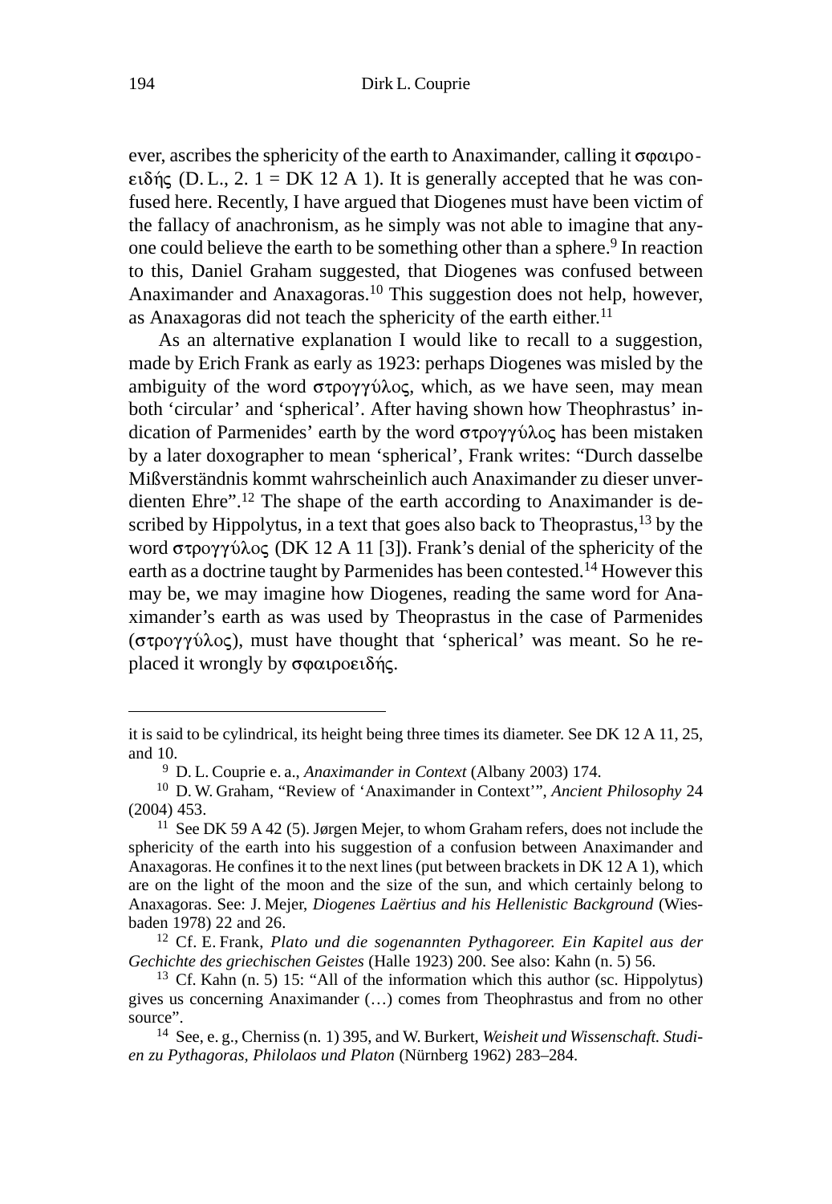ever, ascribes the sphericity of the earth to Anaximander, calling it σφαιροειδής (D. L., 2. 1 = DK 12 A 1). It is generally accepted that he was confused here. Recently, I have argued that Diogenes must have been victim of the fallacy of anachronism, as he simply was not able to imagine that anyone could believe the earth to be something other than a sphere.[9] In reaction to this, Daniel Graham suggested, that Diogenes was confused between Anaximander and Anaxagoras.[10] This suggestion does not help, however, as Anaxagoras did not teach the sphericity of the earth either.[11]

As an alternative explanation I would like to recall to a suggestion, made by Erich Frank as early as 1923: perhaps Diogenes was misled by the ambiguity of the word στρογγύλος, which, as we have seen, may mean both 'circular' and 'spherical'. After having shown how Theophrastus' indication of Parmenides' earth by the word στρογγύλος has been mistaken by a later doxographer to mean 'spherical', Frank writes: "Durch dasselbe Mißverständnis kommt wahrscheinlich auch Anaximander zu dieser unverdienten Ehre".[12] The shape of the earth according to Anaximander is described by Hippolytus, in a text that goes also back to Theoprastus,[13] by the word στρογγύλος (DK 12 A 11 [3]). Frank's denial of the sphericity of the earth as a doctrine taught by Parmenides has been contested.[14] However this may be, we may imagine how Diogenes, reading the same word for Anaximander's earth as was used by Theoprastus in the case of Parmenides (στρογγύλος), must have thought that 'spherical' was meant. So he replaced it wrongly by σφαιροειδής.

---

it is said to be cylindrical, its height being three times its diameter. See DK 12 A 11, 25, and 10.

[9] D. L. Couprie e. a., *Anaximander in Context* (Albany 2003) 174.

[10] D. W. Graham, "Review of 'Anaximander in Context'", *Ancient Philosophy* 24 (2004) 453.

[11] See DK 59 A 42 (5). Jørgen Mejer, to whom Graham refers, does not include the sphericity of the earth into his suggestion of a confusion between Anaximander and Anaxagoras. He confines it to the next lines (put between brackets in DK 12 A 1), which are on the light of the moon and the size of the sun, and which certainly belong to Anaxagoras. See: J. Mejer, *Diogenes Laërtius and his Hellenistic Background* (Wiesbaden 1978) 22 and 26.

[12] Cf. E. Frank, *Plato und die sogenannten Pythagoreer. Ein Kapitel aus der Gechichte des griechischen Geistes* (Halle 1923) 200. See also: Kahn (n. 5) 56.

[13] Cf. Kahn (n. 5) 15: "All of the information which this author (sc. Hippolytus) gives us concerning Anaximander (…) comes from Theophrastus and from no other source".

[14] See, e. g., Cherniss (n. 1) 395, and W. Burkert, *Weisheit und Wissenschaft. Studien zu Pythagoras, Philolaos und Platon* (Nürnberg 1962) 283–284.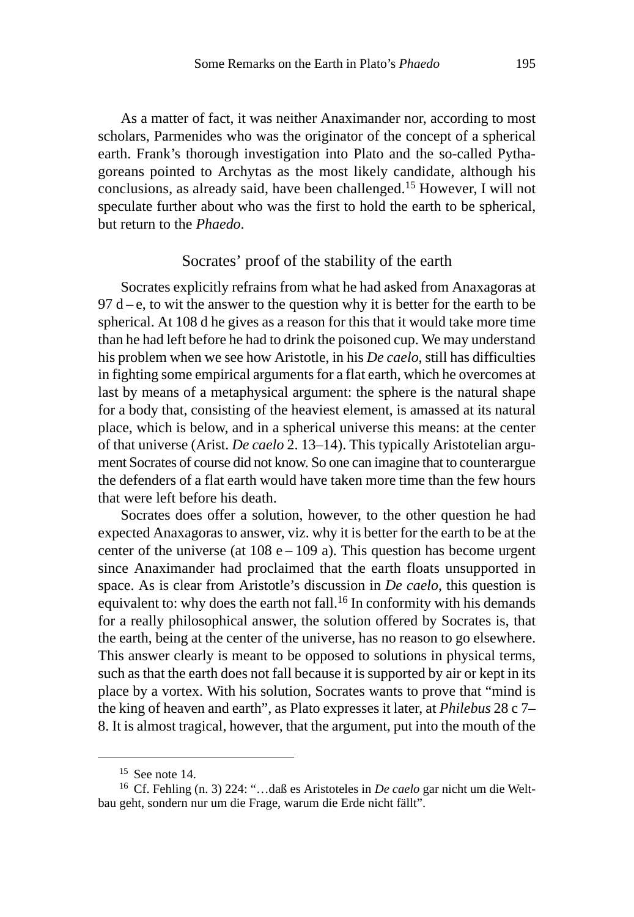As a matter of fact, it was neither Anaximander nor, according to most scholars, Parmenides who was the originator of the concept of a spherical earth. Frank's thorough investigation into Plato and the so-called Pythagoreans pointed to Archytas as the most likely candidate, although his conclusions, as already said, have been challenged.[15] However, I will not speculate further about who was the first to hold the earth to be spherical, but return to the *Phaedo*.

## Socrates' proof of the stability of the earth

Socrates explicitly refrains from what he had asked from Anaxagoras at 97 d – e, to wit the answer to the question why it is better for the earth to be spherical. At 108 d he gives as a reason for this that it would take more time than he had left before he had to drink the poisoned cup. We may understand his problem when we see how Aristotle, in his *De caelo*, still has difficulties in fighting some empirical arguments for a flat earth, which he overcomes at last by means of a metaphysical argument: the sphere is the natural shape for a body that, consisting of the heaviest element, is amassed at its natural place, which is below, and in a spherical universe this means: at the center of that universe (Arist. *De caelo* 2. 13–14). This typically Aristotelian argument Socrates of course did not know. So one can imagine that to counterargue the defenders of a flat earth would have taken more time than the few hours that were left before his death.

Socrates does offer a solution, however, to the other question he had expected Anaxagoras to answer, viz. why it is better for the earth to be at the center of the universe (at 108 e – 109 a). This question has become urgent since Anaximander had proclaimed that the earth floats unsupported in space. As is clear from Aristotle's discussion in *De caelo*, this question is equivalent to: why does the earth not fall.[16] In conformity with his demands for a really philosophical answer, the solution offered by Socrates is, that the earth, being at the center of the universe, has no reason to go elsewhere. This answer clearly is meant to be opposed to solutions in physical terms, such as that the earth does not fall because it is supported by air or kept in its place by a vortex. With his solution, Socrates wants to prove that "mind is the king of heaven and earth", as Plato expresses it later, at *Philebus* 28 c 7–8. It is almost tragical, however, that the argument, put into the mouth of the

---

[15] See note 14.

[16] Cf. Fehling (n. 3) 224: "…daß es Aristoteles in *De caelo* gar nicht um die Weltbau geht, sondern nur um die Frage, warum die Erde nicht fällt".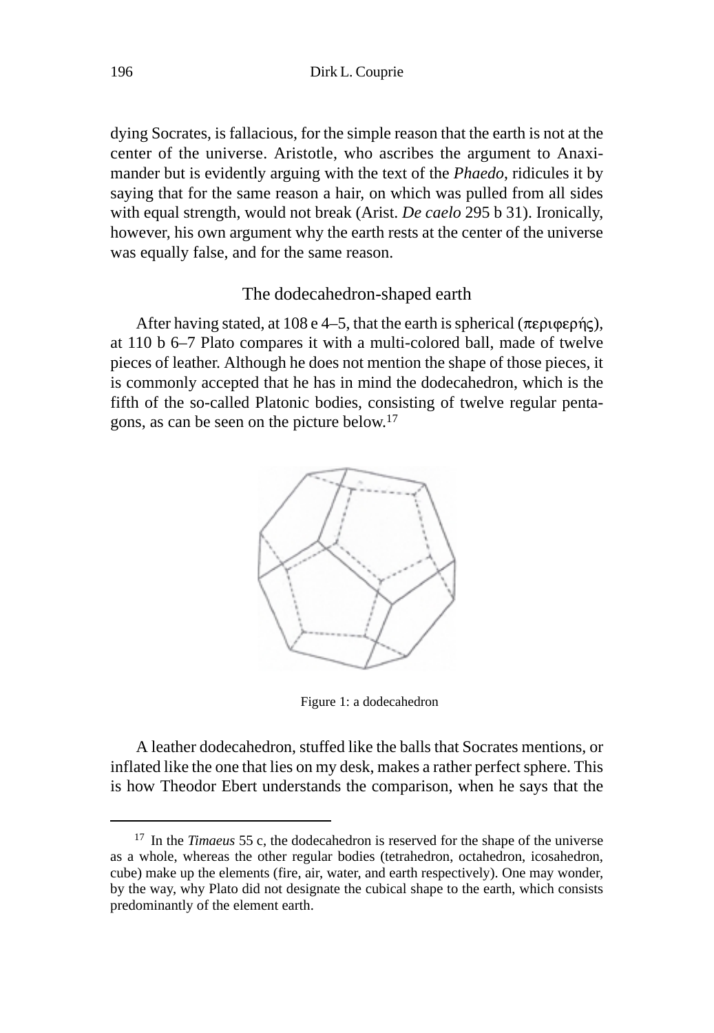dying Socrates, is fallacious, for the simple reason that the earth is not at the center of the universe. Aristotle, who ascribes the argument to Anaximander but is evidently arguing with the text of the *Phaedo*, ridicules it by saying that for the same reason a hair, on which was pulled from all sides with equal strength, would not break (Arist. *De caelo* 295 b 31). Ironically, however, his own argument why the earth rests at the center of the universe was equally false, and for the same reason.

## The dodecahedron-shaped earth

After having stated, at 108 e 4–5, that the earth is spherical (περιφερής), at 110 b 6–7 Plato compares it with a multi-colored ball, made of twelve pieces of leather. Although he does not mention the shape of those pieces, it is commonly accepted that he has in mind the dodecahedron, which is the fifth of the so-called Platonic bodies, consisting of twelve regular pentagons, as can be seen on the picture below.[17]

Figure 1: a dodecahedron

A leather dodecahedron, stuffed like the balls that Socrates mentions, or inflated like the one that lies on my desk, makes a rather perfect sphere. This is how Theodor Ebert understands the comparison, when he says that the

---

[17] In the *Timaeus* 55 c, the dodecahedron is reserved for the shape of the universe as a whole, whereas the other regular bodies (tetrahedron, octahedron, icosahedron, cube) make up the elements (fire, air, water, and earth respectively). One may wonder, by the way, why Plato did not designate the cubical shape to the earth, which consists predominantly of the element earth.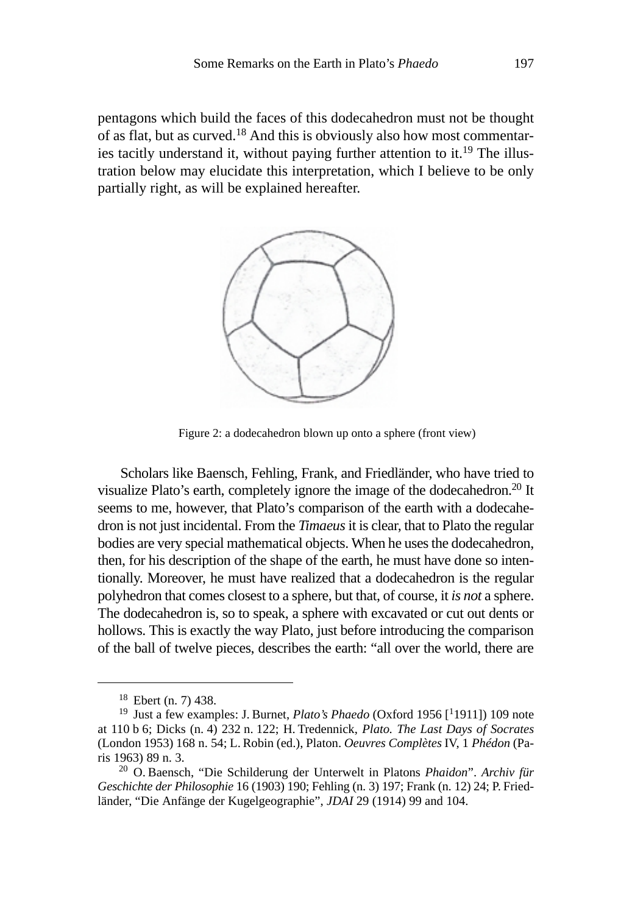pentagons which build the faces of this dodecahedron must not be thought of as flat, but as curved.[18] And this is obviously also how most commentaries tacitly understand it, without paying further attention to it.[19] The illustration below may elucidate this interpretation, which I believe to be only partially right, as will be explained hereafter.

Figure 2: a dodecahedron blown up onto a sphere (front view)

Scholars like Baensch, Fehling, Frank, and Friedländer, who have tried to visualize Plato's earth, completely ignore the image of the dodecahedron.[20] It seems to me, however, that Plato's comparison of the earth with a dodecahedron is not just incidental. From the *Timaeus* it is clear, that to Plato the regular bodies are very special mathematical objects. When he uses the dodecahedron, then, for his description of the shape of the earth, he must have done so intentionally. Moreover, he must have realized that a dodecahedron is the regular polyhedron that comes closest to a sphere, but that, of course, it *is not* a sphere. The dodecahedron is, so to speak, a sphere with excavated or cut out dents or hollows. This is exactly the way Plato, just before introducing the comparison of the ball of twelve pieces, describes the earth: "all over the world, there are

---

[18] Ebert (n. 7) 438.

[19] Just a few examples: J. Burnet, *Plato's Phaedo* (Oxford 1956 [[1]1911]) 109 note at 110 b 6; Dicks (n. 4) 232 n. 122; H. Tredennick, *Plato. The Last Days of Socrates* (London 1953) 168 n. 54; L. Robin (ed.), Platon. *Oeuvres Complètes* IV, 1 *Phédon* (Paris 1963) 89 n. 3.

[20] O. Baensch, "Die Schilderung der Unterwelt in Platons *Phaidon*". *Archiv für Geschichte der Philosophie* 16 (1903) 190; Fehling (n. 3) 197; Frank (n. 12) 24; P. Friedländer, "Die Anfänge der Kugelgeographie", *JDAI* 29 (1914) 99 and 104.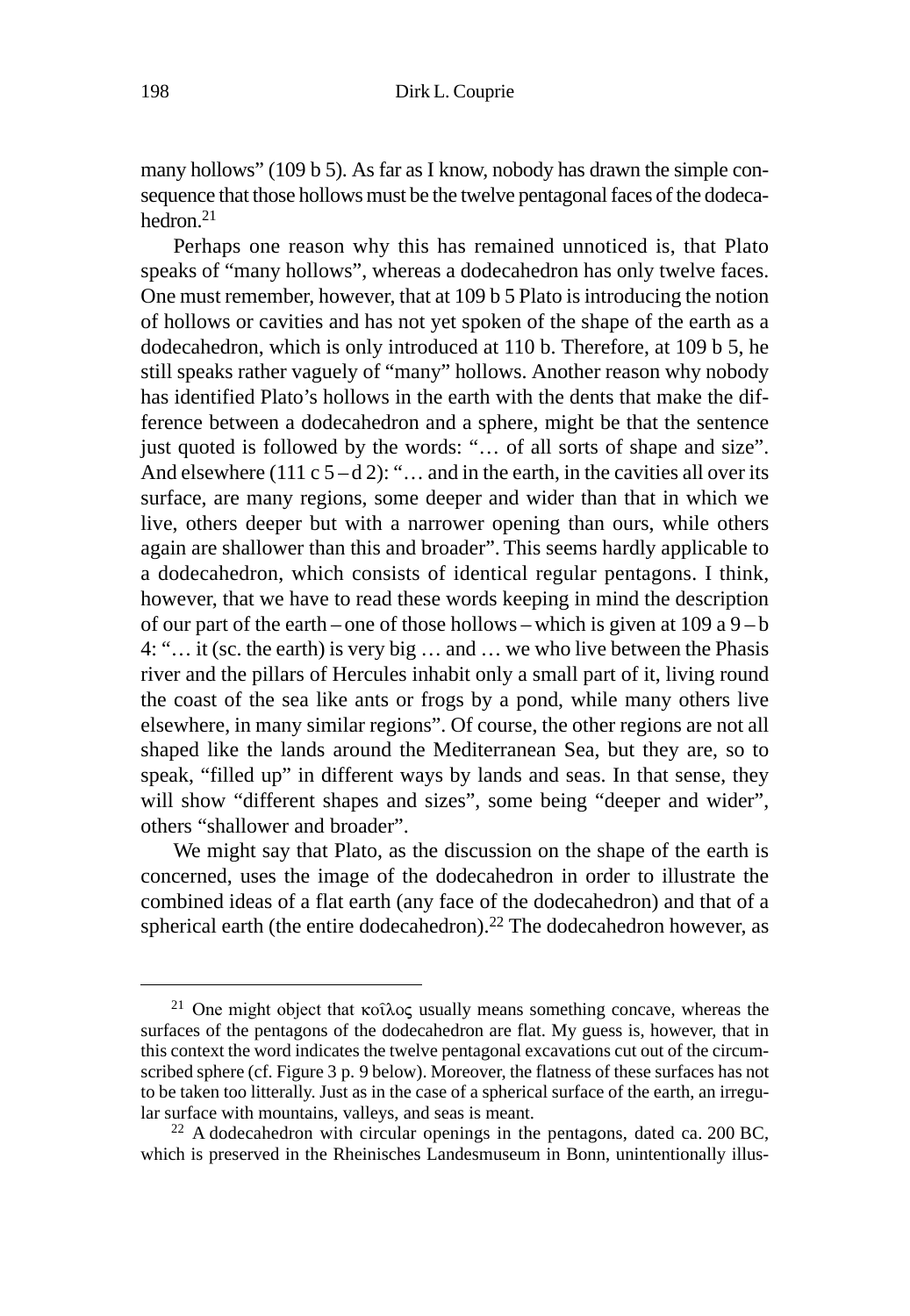many hollows" (109 b 5). As far as I know, nobody has drawn the simple consequence that those hollows must be the twelve pentagonal faces of the dodecahedron.[21]

Perhaps one reason why this has remained unnoticed is, that Plato speaks of "many hollows", whereas a dodecahedron has only twelve faces. One must remember, however, that at 109 b 5 Plato is introducing the notion of hollows or cavities and has not yet spoken of the shape of the earth as a dodecahedron, which is only introduced at 110 b. Therefore, at 109 b 5, he still speaks rather vaguely of "many" hollows. Another reason why nobody has identified Plato's hollows in the earth with the dents that make the difference between a dodecahedron and a sphere, might be that the sentence just quoted is followed by the words: "… of all sorts of shape and size". And elsewhere (111 c 5 – d 2): "… and in the earth, in the cavities all over its surface, are many regions, some deeper and wider than that in which we live, others deeper but with a narrower opening than ours, while others again are shallower than this and broader". This seems hardly applicable to a dodecahedron, which consists of identical regular pentagons. I think, however, that we have to read these words keeping in mind the description of our part of the earth – one of those hollows – which is given at 109 a 9 – b 4: "… it (sc. the earth) is very big … and … we who live between the Phasis river and the pillars of Hercules inhabit only a small part of it, living round the coast of the sea like ants or frogs by a pond, while many others live elsewhere, in many similar regions". Of course, the other regions are not all shaped like the lands around the Mediterranean Sea, but they are, so to speak, "filled up" in different ways by lands and seas. In that sense, they will show "different shapes and sizes", some being "deeper and wider", others "shallower and broader".

We might say that Plato, as the discussion on the shape of the earth is concerned, uses the image of the dodecahedron in order to illustrate the combined ideas of a flat earth (any face of the dodecahedron) and that of a spherical earth (the entire dodecahedron).[22] The dodecahedron however, as

---

[21] One might object that κοῖλος usually means something concave, whereas the surfaces of the pentagons of the dodecahedron are flat. My guess is, however, that in this context the word indicates the twelve pentagonal excavations cut out of the circumscribed sphere (cf. Figure 3 p. 9 below). Moreover, the flatness of these surfaces has not to be taken too litterally. Just as in the case of a spherical surface of the earth, an irregular surface with mountains, valleys, and seas is meant.

[22] A dodecahedron with circular openings in the pentagons, dated ca. 200 BC, which is preserved in the Rheinisches Landesmuseum in Bonn, unintentionally illus-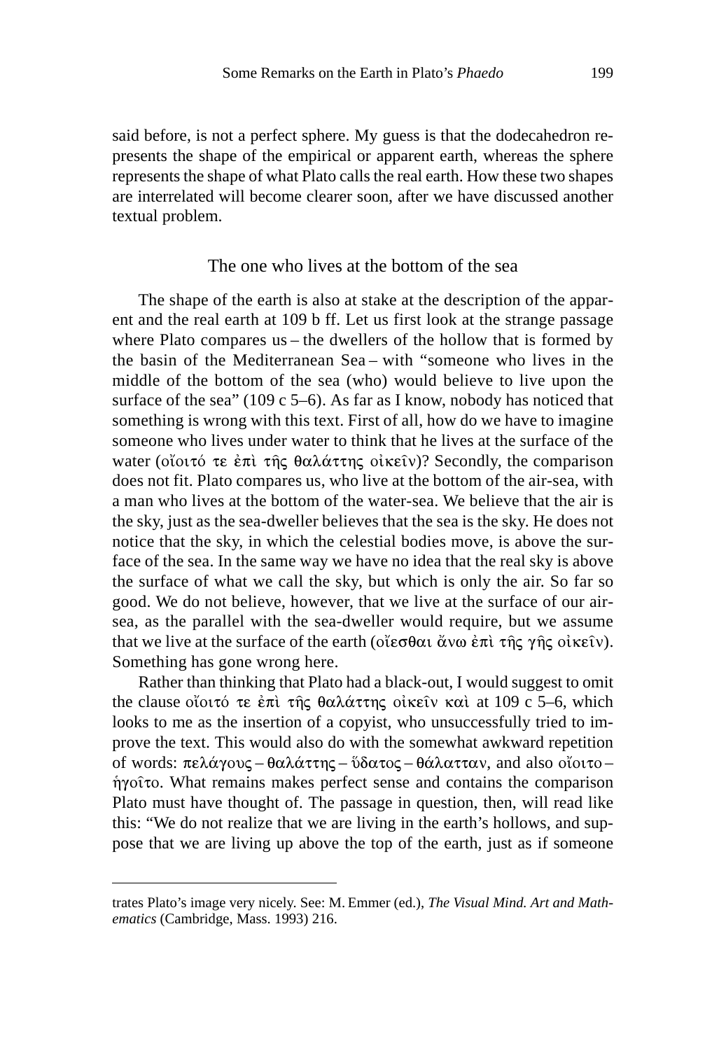said before, is not a perfect sphere. My guess is that the dodecahedron represents the shape of the empirical or apparent earth, whereas the sphere represents the shape of what Plato calls the real earth. How these two shapes are interrelated will become clearer soon, after we have discussed another textual problem.

## The one who lives at the bottom of the sea

The shape of the earth is also at stake at the description of the apparent and the real earth at 109 b ff. Let us first look at the strange passage where Plato compares us – the dwellers of the hollow that is formed by the basin of the Mediterranean Sea – with "someone who lives in the middle of the bottom of the sea (who) would believe to live upon the surface of the sea" (109 c 5–6). As far as I know, nobody has noticed that something is wrong with this text. First of all, how do we have to imagine someone who lives under water to think that he lives at the surface of the water (οἴοιτό τε ἐπὶ τῆς θαλάττης οἰκεῖν)? Secondly, the comparison does not fit. Plato compares us, who live at the bottom of the air-sea, with a man who lives at the bottom of the water-sea. We believe that the air is the sky, just as the sea-dweller believes that the sea is the sky. He does not notice that the sky, in which the celestial bodies move, is above the surface of the sea. In the same way we have no idea that the real sky is above the surface of what we call the sky, but which is only the air. So far so good. We do not believe, however, that we live at the surface of our air-sea, as the parallel with the sea-dweller would require, but we assume that we live at the surface of the earth (οἴεσθαι ἄνω ἐπὶ τῆς γῆς οἰκεῖν). Something has gone wrong here.

Rather than thinking that Plato had a black-out, I would suggest to omit the clause οἴοιτό τε ἐπὶ τῆς θαλάττης οἰκεῖν καὶ at 109 c 5–6, which looks to me as the insertion of a copyist, who unsuccessfully tried to improve the text. This would also do with the somewhat awkward repetition of words: πελάγους – θαλάττης – ὕδατος – θάλατταν, and also οἴοιτο – ἡγοῖτο. What remains makes perfect sense and contains the comparison Plato must have thought of. The passage in question, then, will read like this: "We do not realize that we are living in the earth's hollows, and suppose that we are living up above the top of the earth, just as if someone

---

trates Plato's image very nicely. See: M. Emmer (ed.), *The Visual Mind. Art and Mathematics* (Cambridge, Mass. 1993) 216.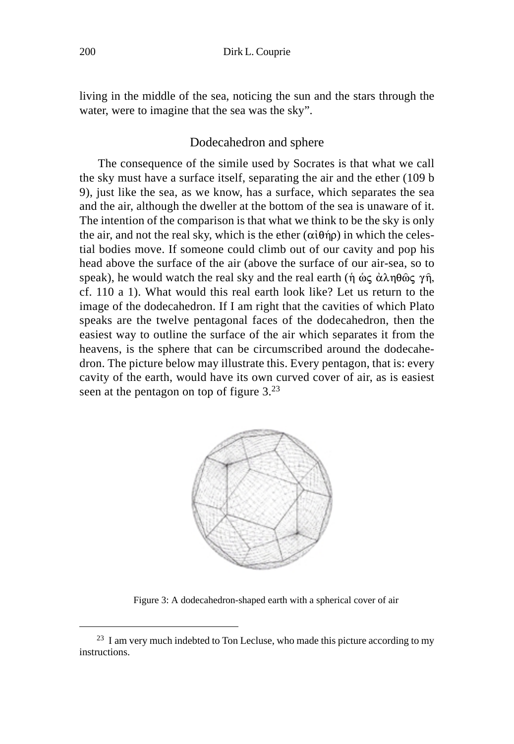living in the middle of the sea, noticing the sun and the stars through the water, were to imagine that the sea was the sky".

## Dodecahedron and sphere

The consequence of the simile used by Socrates is that what we call the sky must have a surface itself, separating the air and the ether (109 b 9), just like the sea, as we know, has a surface, which separates the sea and the air, although the dweller at the bottom of the sea is unaware of it. The intention of the comparison is that what we think to be the sky is only the air, and not the real sky, which is the ether (αἰθήρ) in which the celestial bodies move. If someone could climb out of our cavity and pop his head above the surface of the air (above the surface of our air-sea, so to speak), he would watch the real sky and the real earth (ἡ ὡς ἀληθῶς γῆ, cf. 110 a 1). What would this real earth look like? Let us return to the image of the dodecahedron. If I am right that the cavities of which Plato speaks are the twelve pentagonal faces of the dodecahedron, then the easiest way to outline the surface of the air which separates it from the heavens, is the sphere that can be circumscribed around the dodecahedron. The picture below may illustrate this. Every pentagon, that is: every cavity of the earth, would have its own curved cover of air, as is easiest seen at the pentagon on top of figure 3.[23]

Figure 3: A dodecahedron-shaped earth with a spherical cover of air

[23] I am very much indebted to Ton Lecluse, who made this picture according to my instructions.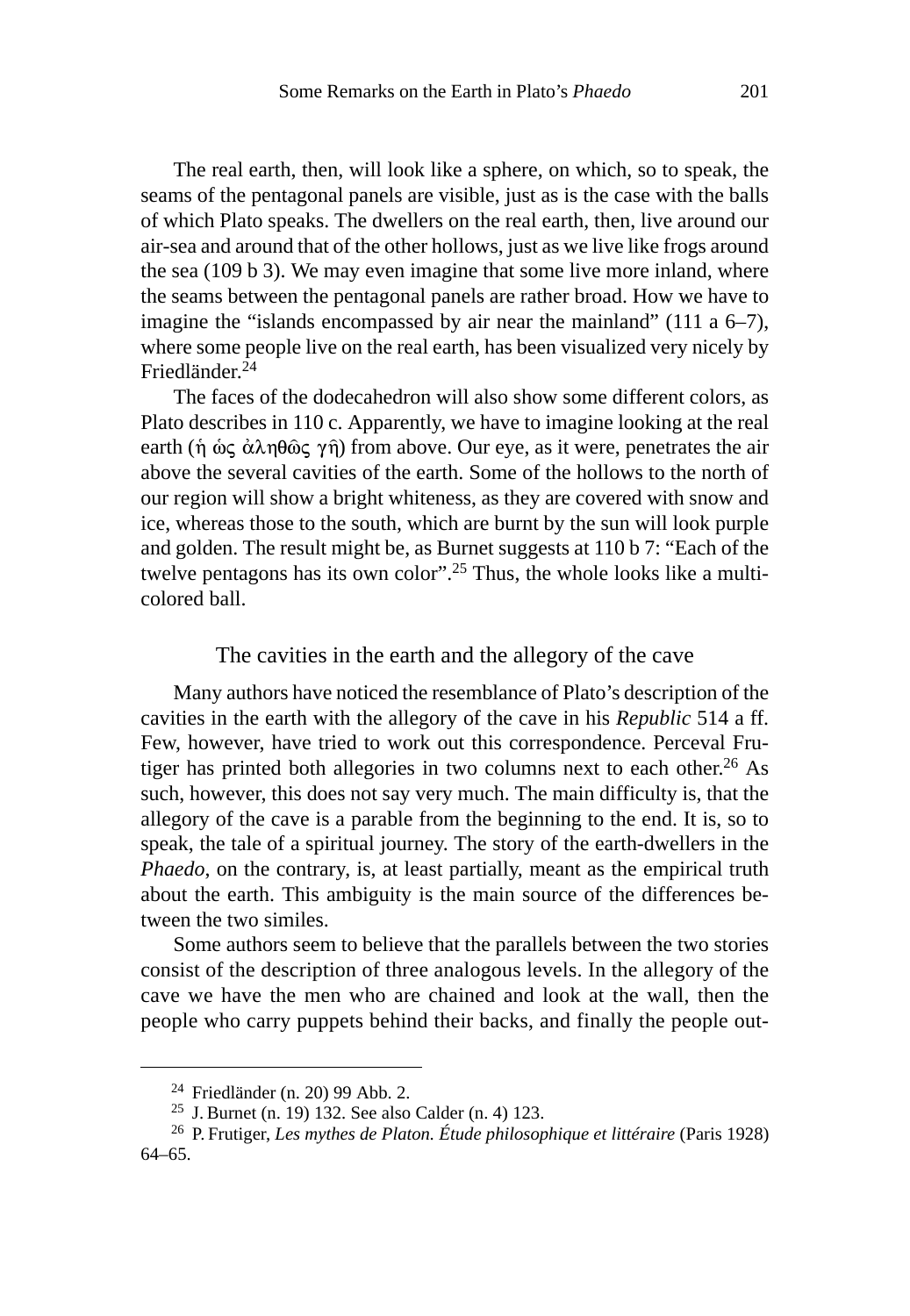The real earth, then, will look like a sphere, on which, so to speak, the seams of the pentagonal panels are visible, just as is the case with the balls of which Plato speaks. The dwellers on the real earth, then, live around our air-sea and around that of the other hollows, just as we live like frogs around the sea (109 b 3). We may even imagine that some live more inland, where the seams between the pentagonal panels are rather broad. How we have to imagine the "islands encompassed by air near the mainland" (111 a 6–7), where some people live on the real earth, has been visualized very nicely by Friedländer.[24]

The faces of the dodecahedron will also show some different colors, as Plato describes in 110 c. Apparently, we have to imagine looking at the real earth (ἡ ὡς ἀληθῶς γῆ) from above. Our eye, as it were, penetrates the air above the several cavities of the earth. Some of the hollows to the north of our region will show a bright whiteness, as they are covered with snow and ice, whereas those to the south, which are burnt by the sun will look purple and golden. The result might be, as Burnet suggests at 110 b 7: "Each of the twelve pentagons has its own color".[25] Thus, the whole looks like a multi-colored ball.

## The cavities in the earth and the allegory of the cave

Many authors have noticed the resemblance of Plato's description of the cavities in the earth with the allegory of the cave in his *Republic* 514 a ff. Few, however, have tried to work out this correspondence. Perceval Frutiger has printed both allegories in two columns next to each other.[26] As such, however, this does not say very much. The main difficulty is, that the allegory of the cave is a parable from the beginning to the end. It is, so to speak, the tale of a spiritual journey. The story of the earth-dwellers in the *Phaedo*, on the contrary, is, at least partially, meant as the empirical truth about the earth. This ambiguity is the main source of the differences between the two similes.

Some authors seem to believe that the parallels between the two stories consist of the description of three analogous levels. In the allegory of the cave we have the men who are chained and look at the wall, then the people who carry puppets behind their backs, and finally the people out-

[24] Friedländer (n. 20) 99 Abb. 2.

[25] J. Burnet (n. 19) 132. See also Calder (n. 4) 123.

[26] P. Frutiger, *Les mythes de Platon. Étude philosophique et littéraire* (Paris 1928) 64–65.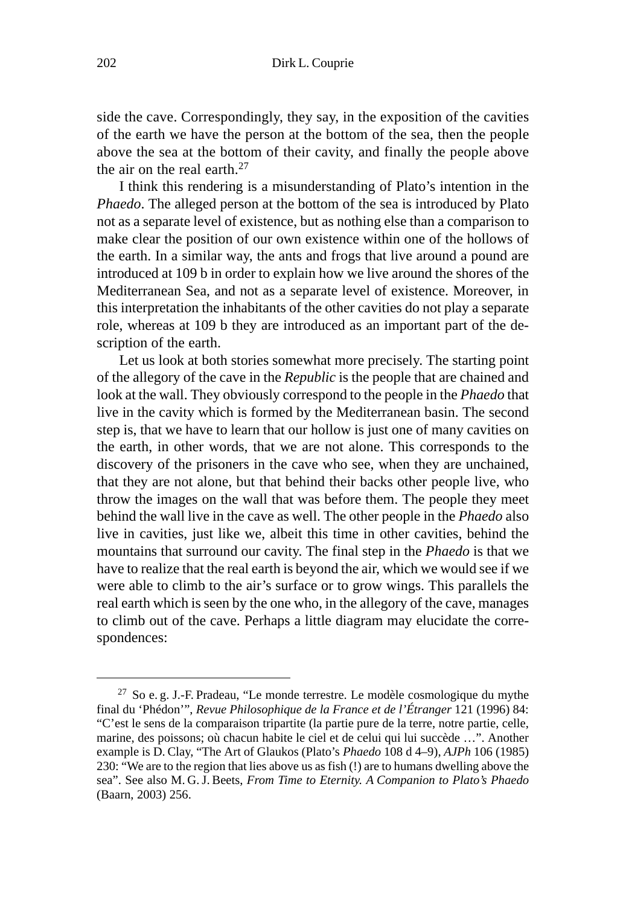side the cave. Correspondingly, they say, in the exposition of the cavities of the earth we have the person at the bottom of the sea, then the people above the sea at the bottom of their cavity, and finally the people above the air on the real earth.[27]

I think this rendering is a misunderstanding of Plato's intention in the *Phaedo*. The alleged person at the bottom of the sea is introduced by Plato not as a separate level of existence, but as nothing else than a comparison to make clear the position of our own existence within one of the hollows of the earth. In a similar way, the ants and frogs that live around a pound are introduced at 109 b in order to explain how we live around the shores of the Mediterranean Sea, and not as a separate level of existence. Moreover, in this interpretation the inhabitants of the other cavities do not play a separate role, whereas at 109 b they are introduced as an important part of the description of the earth.

Let us look at both stories somewhat more precisely. The starting point of the allegory of the cave in the *Republic* is the people that are chained and look at the wall. They obviously correspond to the people in the *Phaedo* that live in the cavity which is formed by the Mediterranean basin. The second step is, that we have to learn that our hollow is just one of many cavities on the earth, in other words, that we are not alone. This corresponds to the discovery of the prisoners in the cave who see, when they are unchained, that they are not alone, but that behind their backs other people live, who throw the images on the wall that was before them. The people they meet behind the wall live in the cave as well. The other people in the *Phaedo* also live in cavities, just like we, albeit this time in other cavities, behind the mountains that surround our cavity. The final step in the *Phaedo* is that we have to realize that the real earth is beyond the air, which we would see if we were able to climb to the air's surface or to grow wings. This parallels the real earth which is seen by the one who, in the allegory of the cave, manages to climb out of the cave. Perhaps a little diagram may elucidate the correspondences:

---

[27] So e. g. J.-F. Pradeau, "Le monde terrestre. Le modèle cosmologique du mythe final du 'Phédon'", *Revue Philosophique de la France et de l'Étranger* 121 (1996) 84: "C'est le sens de la comparaison tripartite (la partie pure de la terre, notre partie, celle, marine, des poissons; où chacun habite le ciel et de celui qui lui succède …". Another example is D. Clay, "The Art of Glaukos (Plato's *Phaedo* 108 d 4–9), *AJPh* 106 (1985) 230: "We are to the region that lies above us as fish (!) are to humans dwelling above the sea". See also M. G. J. Beets, *From Time to Eternity. A Companion to Plato's Phaedo* (Baarn, 2003) 256.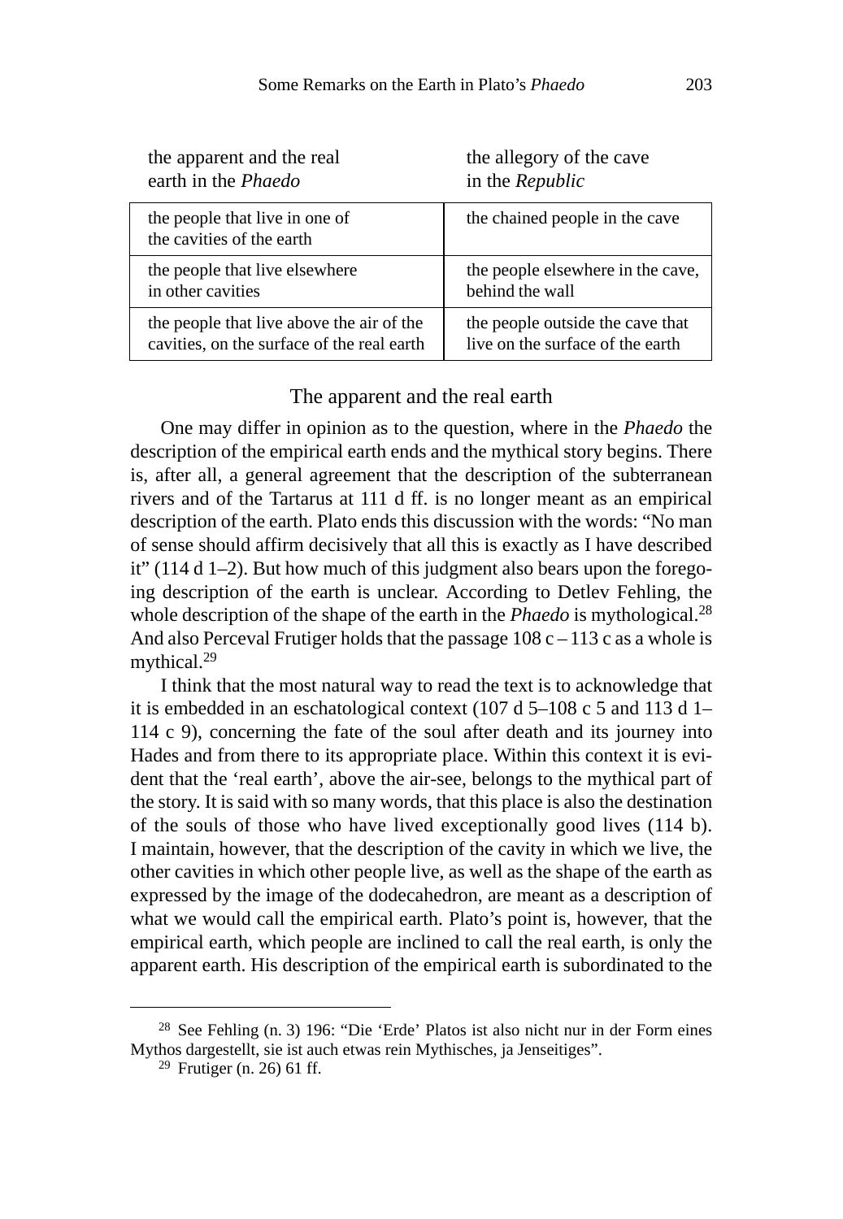| the apparent and the real earth in the *Phaedo* | the allegory of the cave in the *Republic* |
| --- | --- |
| the people that live in one of the cavities of the earth | the chained people in the cave |
| the people that live elsewhere in other cavities | the people elsewhere in the cave, behind the wall |
| the people that live above the air of the cavities, on the surface of the real earth | the people outside the cave that live on the surface of the earth |

## The apparent and the real earth

One may differ in opinion as to the question, where in the *Phaedo* the description of the empirical earth ends and the mythical story begins. There is, after all, a general agreement that the description of the subterranean rivers and of the Tartarus at 111 d ff. is no longer meant as an empirical description of the earth. Plato ends this discussion with the words: "No man of sense should affirm decisively that all this is exactly as I have described it" (114 d 1–2). But how much of this judgment also bears upon the foregoing description of the earth is unclear. According to Detlev Fehling, the whole description of the shape of the earth in the *Phaedo* is mythological.[28] And also Perceval Frutiger holds that the passage 108 c – 113 c as a whole is mythical.[29]

I think that the most natural way to read the text is to acknowledge that it is embedded in an eschatological context (107 d 5–108 c 5 and 113 d 1–114 c 9), concerning the fate of the soul after death and its journey into Hades and from there to its appropriate place. Within this context it is evident that the 'real earth', above the air-see, belongs to the mythical part of the story. It is said with so many words, that this place is also the destination of the souls of those who have lived exceptionally good lives (114 b). I maintain, however, that the description of the cavity in which we live, the other cavities in which other people live, as well as the shape of the earth as expressed by the image of the dodecahedron, are meant as a description of what we would call the empirical earth. Plato's point is, however, that the empirical earth, which people are inclined to call the real earth, is only the apparent earth. His description of the empirical earth is subordinated to the

---

[28] See Fehling (n. 3) 196: "Die 'Erde' Platos ist also nicht nur in der Form eines Mythos dargestellt, sie ist auch etwas rein Mythisches, ja Jenseitiges".

[29] Frutiger (n. 26) 61 ff.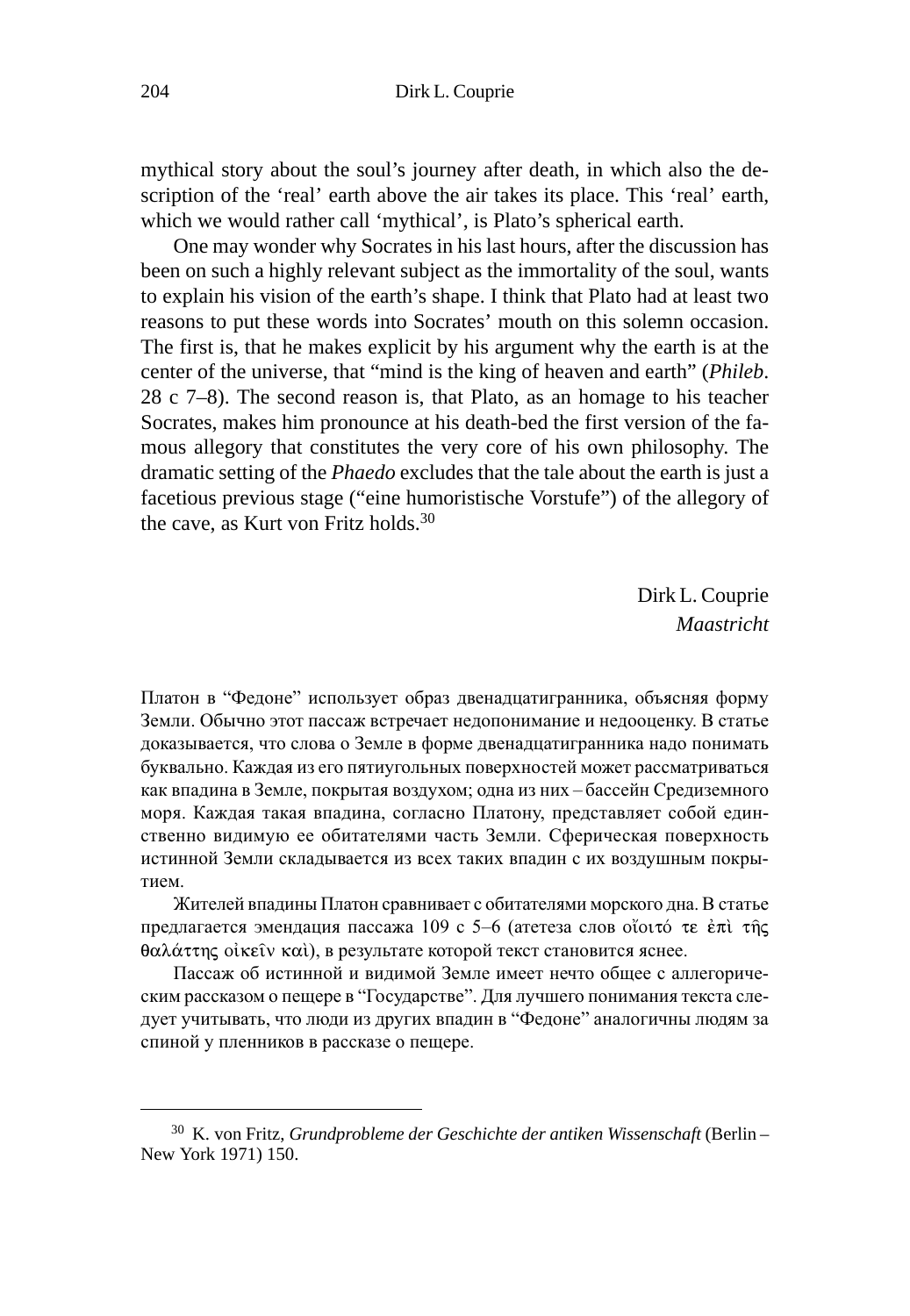mythical story about the soul's journey after death, in which also the description of the 'real' earth above the air takes its place. This 'real' earth, which we would rather call 'mythical', is Plato's spherical earth.

One may wonder why Socrates in his last hours, after the discussion has been on such a highly relevant subject as the immortality of the soul, wants to explain his vision of the earth's shape. I think that Plato had at least two reasons to put these words into Socrates' mouth on this solemn occasion. The first is, that he makes explicit by his argument why the earth is at the center of the universe, that "mind is the king of heaven and earth" (*Phileb*. 28 c 7–8). The second reason is, that Plato, as an homage to his teacher Socrates, makes him pronounce at his death-bed the first version of the famous allegory that constitutes the very core of his own philosophy. The dramatic setting of the *Phaedo* excludes that the tale about the earth is just a facetious previous stage ("eine humoristische Vorstufe") of the allegory of the cave, as Kurt von Fritz holds.[30]

Dirk L. Couprie
*Maastricht*

Платон в "Федоне" использует образ двенадцатигранника, объясняя форму Земли. Обычно этот пассаж встречает недопонимание и недооценку. В статье доказывается, что слова о Земле в форме двенадцатигранника надо понимать буквально. Каждая из его пятиугольных поверхностей может рассматриваться как впадина в Земле, покрытая воздухом; одна из них – бассейн Средиземного моря. Каждая такая впадина, согласно Платону, представляет собой единственно видимую ее обитателями часть Земли. Сферическая поверхность истинной Земли складывается из всех таких впадин с их воздушным покрытием.

Жителей впадины Платон сравнивает с обитателями морского дна. В статье предлагается эмендация пассажа 109 с 5–6 (атетеза слов οἴοιτό τε ἐπὶ τῆς θαλάττης οἰκεῖν καὶ), в результате которой текст становится яснее.

Пассаж об истинной и видимой Земле имеет нечто общее с аллегорическим рассказом о пещере в "Государстве". Для лучшего понимания текста следует учитывать, что люди из других впадин в "Федоне" аналогичны людям за спиной у пленников в рассказе о пещере.

---

[30] K. von Fritz, *Grundprobleme der Geschichte der antiken Wissenschaft* (Berlin – New York 1971) 150.